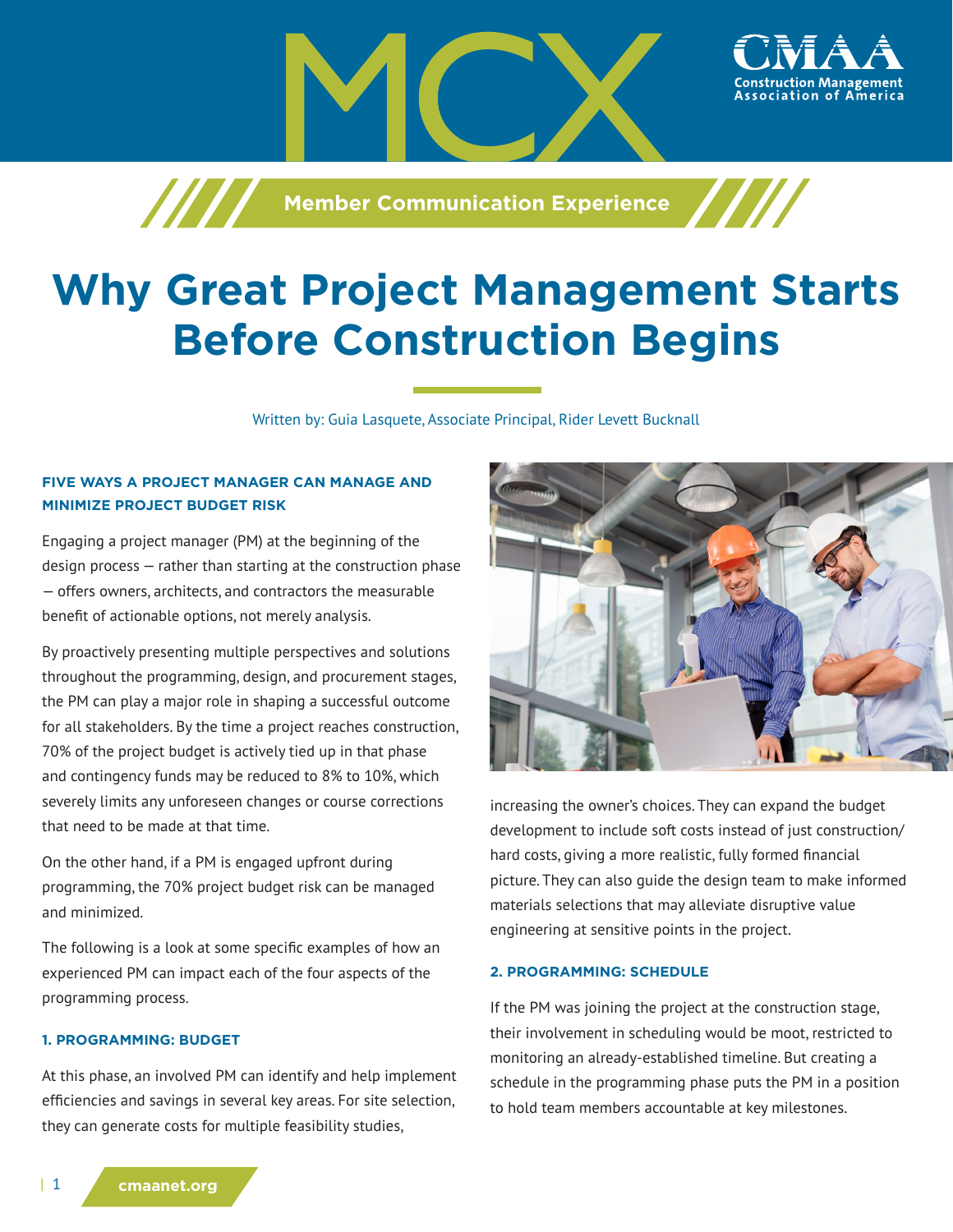# MCX

**Member Communication Experience**

# Why Great Project Management Starts Before Construction Begins

Written by: Guia Lasquete, Associate Principal, Rider Levett Bucknall

### FIVE WAYS A PROJECT MANAGER CAN MANAGE AND MINIMIZE PROJECT BUDGET RISK

Engaging a project manager (PM) at the beginning of the design process — rather than starting at the construction phase — offers owners, architects, and contractors the measurable benefit of actionable options, not merely analysis.

By proactively presenting multiple perspectives and solutions throughout the programming, design, and procurement stages, the PM can play a major role in shaping a successful outcome for all stakeholders. By the time a project reaches construction, 70% of the project budget is actively tied up in that phase and contingency funds may be reduced to 8% to 10%, which severely limits any unforeseen changes or course corrections that need to be made at that time.

On the other hand, if a PM is engaged upfront during programming, the 70% project budget risk can be managed and minimized.

The following is a look at some specific examples of how an experienced PM can impact each of the four aspects of the programming process.

### 1. PROGRAMMING: BUDGET

At this phase, an involved PM can identify and help implement efficiencies and savings in several key areas. For site selection, they can generate costs for multiple feasibility studies, increasing the owner's choices. They can expand the budget development to include soft costs instead of just construction/hard costs, giving a more realistic, fully formed financial picture. They can also guide the design team to make informed materials selections that may alleviate disruptive value engineering at sensitive points in the project.

### 2. PROGRAMMING: SCHEDULE

If the PM was joining the project at the construction stage, their involvement in scheduling would be moot, restricted to monitoring an already-established timeline. But creating a schedule in the programming phase puts the PM in a position to hold team members accountable at key milestones.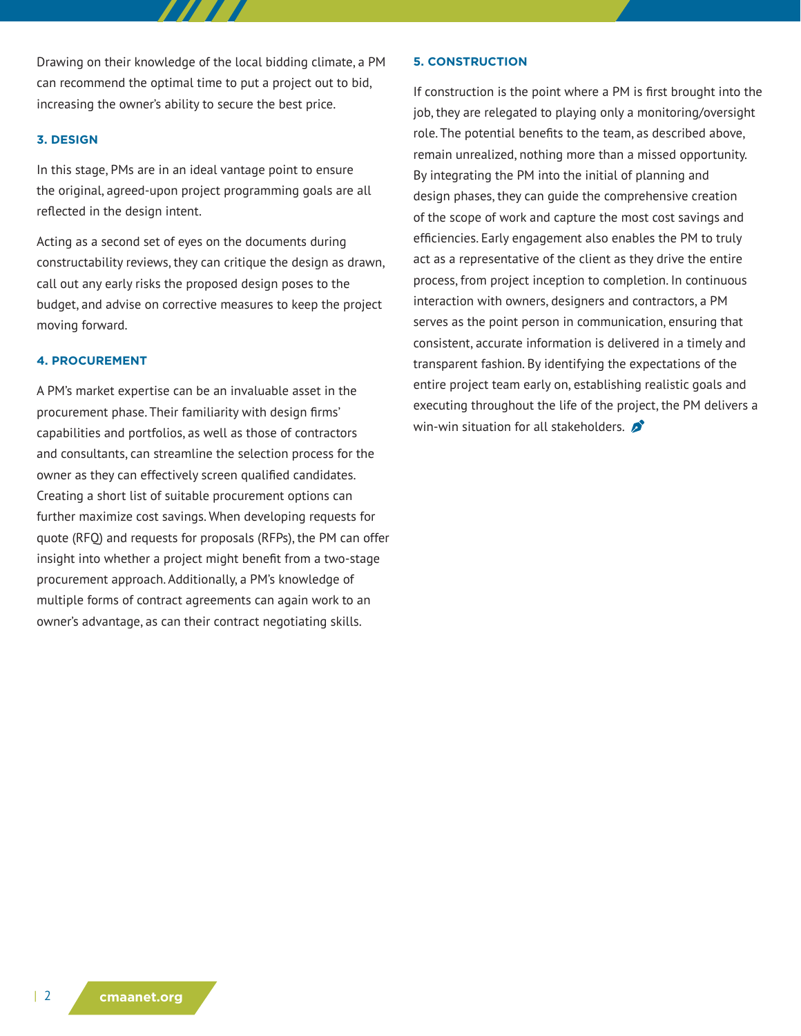Drawing on their knowledge of the local bidding climate, a PM can recommend the optimal time to put a project out to bid, increasing the owner's ability to secure the best price.

### 3. DESIGN

In this stage, PMs are in an ideal vantage point to ensure the original, agreed-upon project programming goals are all reflected in the design intent.

Acting as a second set of eyes on the documents during constructability reviews, they can critique the design as drawn, call out any early risks the proposed design poses to the budget, and advise on corrective measures to keep the project moving forward.

### 4. PROCUREMENT

A PM's market expertise can be an invaluable asset in the procurement phase. Their familiarity with design firms' capabilities and portfolios, as well as those of contractors and consultants, can streamline the selection process for the owner as they can effectively screen qualified candidates. Creating a short list of suitable procurement options can further maximize cost savings. When developing requests for quote (RFQ) and requests for proposals (RFPs), the PM can offer insight into whether a project might benefit from a two-stage procurement approach. Additionally, a PM's knowledge of multiple forms of contract agreements can again work to an owner's advantage, as can their contract negotiating skills.

### 5. CONSTRUCTION

If construction is the point where a PM is first brought into the job, they are relegated to playing only a monitoring/oversight role. The potential benefits to the team, as described above, remain unrealized, nothing more than a missed opportunity. By integrating the PM into the initial of planning and design phases, they can guide the comprehensive creation of the scope of work and capture the most cost savings and efficiencies. Early engagement also enables the PM to truly act as a representative of the client as they drive the entire process, from project inception to completion. In continuous interaction with owners, designers and contractors, a PM serves as the point person in communication, ensuring that consistent, accurate information is delivered in a timely and transparent fashion. By identifying the expectations of the entire project team early on, establishing realistic goals and executing throughout the life of the project, the PM delivers a win-win situation for all stakeholders.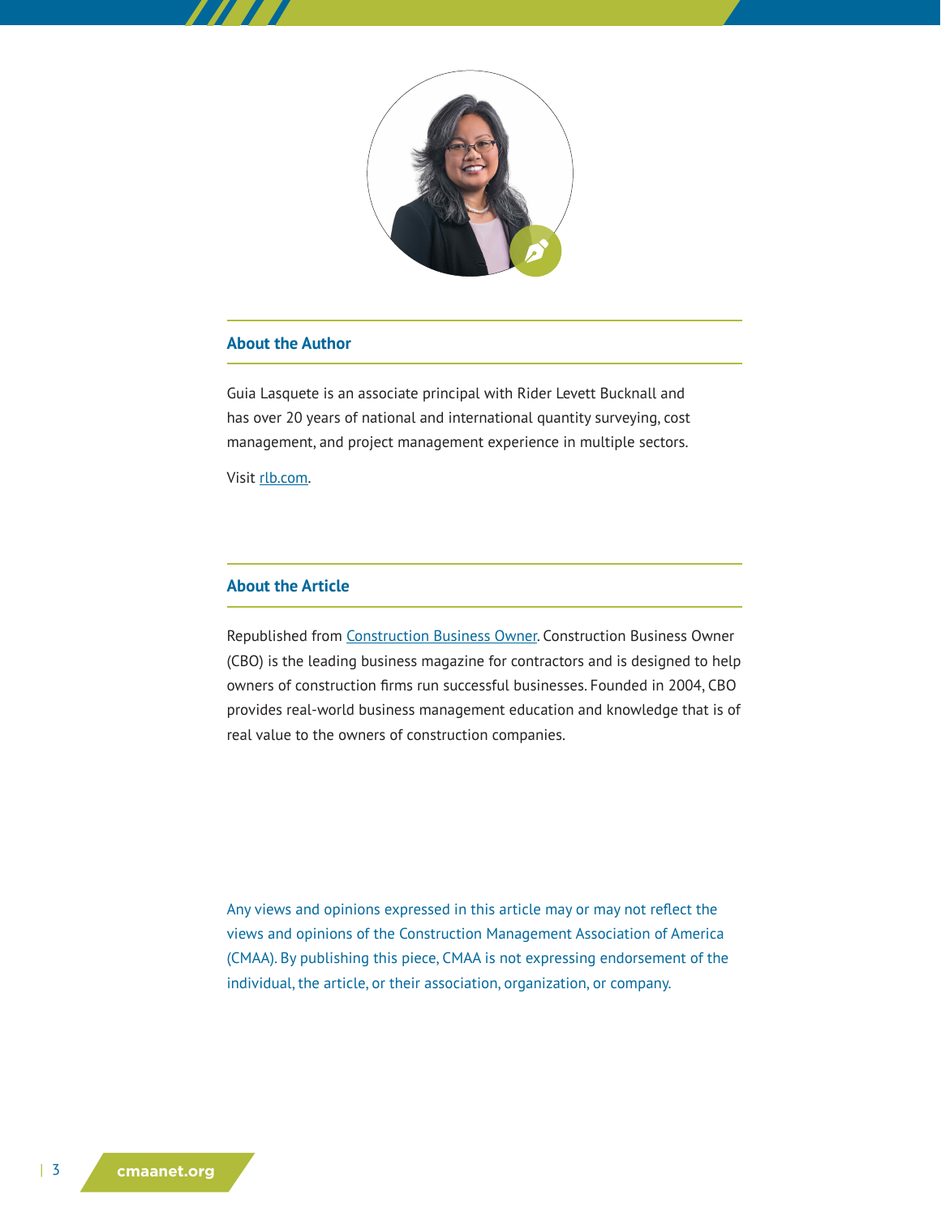## About the Author

Guia Lasquete is an associate principal with Rider Levett Bucknall and has over 20 years of national and international quantity surveying, cost management, and project management experience in multiple sectors.

Visit rlb.com.

## About the Article

Republished from Construction Business Owner. Construction Business Owner (CBO) is the leading business magazine for contractors and is designed to help owners of construction firms run successful businesses. Founded in 2004, CBO provides real-world business management education and knowledge that is of real value to the owners of construction companies.

Any views and opinions expressed in this article may or may not reflect the views and opinions of the Construction Management Association of America (CMAA). By publishing this piece, CMAA is not expressing endorsement of the individual, the article, or their association, organization, or company.